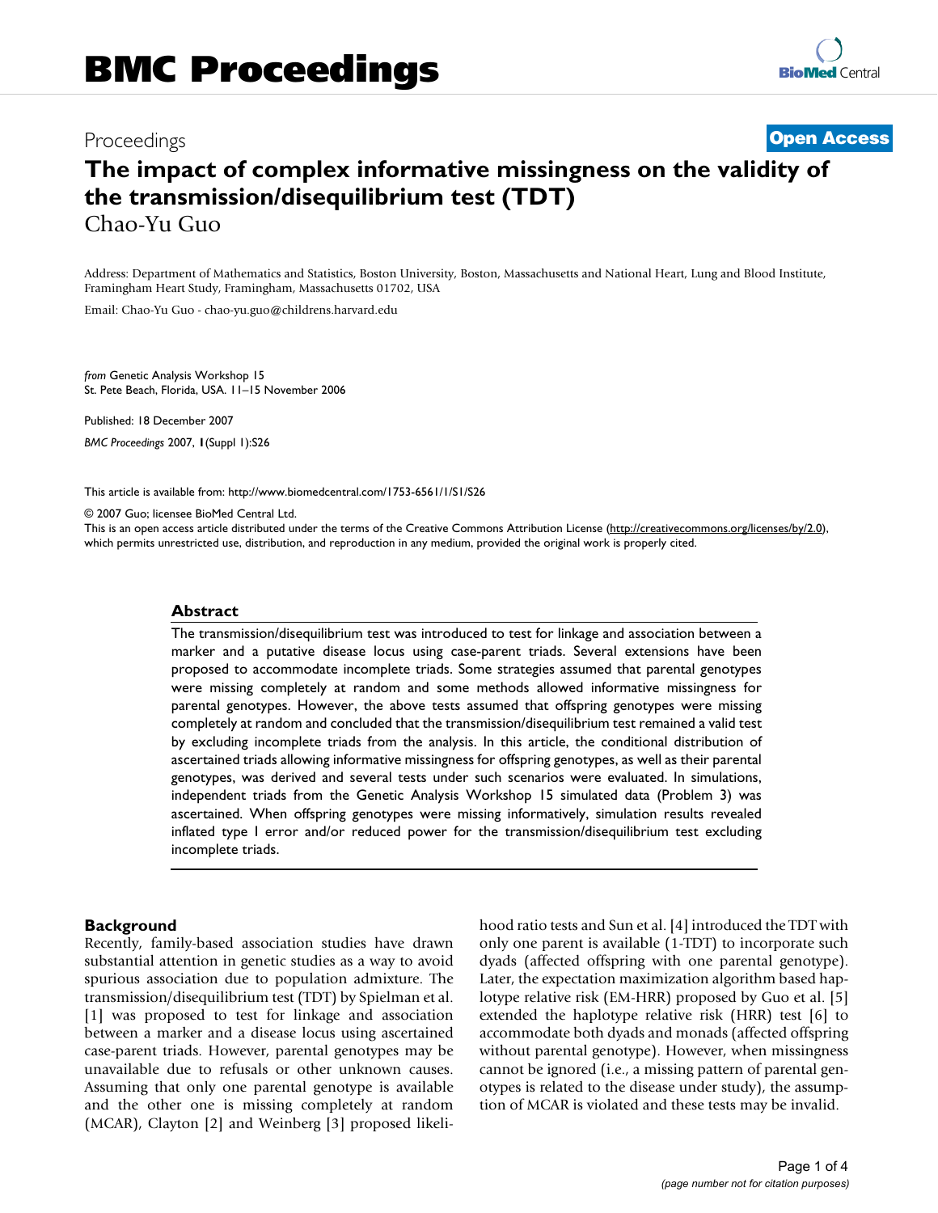# BMC Proceedings

Proceedings **Open Access**

# The impact of complex informative missingness on the validity of the transmission/disequilibrium test (TDT)

Chao-Yu Guo

Address: Department of Mathematics and Statistics, Boston University, Boston, Massachusetts and National Heart, Lung and Blood Institute, Framingham Heart Study, Framingham, Massachusetts 01702, USA

Email: Chao-Yu Guo - chao-yu.guo@childrens.harvard.edu

*from* Genetic Analysis Workshop 15
St. Pete Beach, Florida, USA. 11–15 November 2006

Published: 18 December 2007

*BMC Proceedings* 2007, **1**(Suppl 1):S26

This article is available from: http://www.biomedcentral.com/1753-6561/1/S1/S26

© 2007 Guo; licensee BioMed Central Ltd.
This is an open access article distributed under the terms of the Creative Commons Attribution License (http://creativecommons.org/licenses/by/2.0), which permits unrestricted use, distribution, and reproduction in any medium, provided the original work is properly cited.

## Abstract

The transmission/disequilibrium test was introduced to test for linkage and association between a marker and a putative disease locus using case-parent triads. Several extensions have been proposed to accommodate incomplete triads. Some strategies assumed that parental genotypes were missing completely at random and some methods allowed informative missingness for parental genotypes. However, the above tests assumed that offspring genotypes were missing completely at random and concluded that the transmission/disequilibrium test remained a valid test by excluding incomplete triads from the analysis. In this article, the conditional distribution of ascertained triads allowing informative missingness for offspring genotypes, as well as their parental genotypes, was derived and several tests under such scenarios were evaluated. In simulations, independent triads from the Genetic Analysis Workshop 15 simulated data (Problem 3) was ascertained. When offspring genotypes were missing informatively, simulation results revealed inflated type I error and/or reduced power for the transmission/disequilibrium test excluding incomplete triads.

## Background

Recently, family-based association studies have drawn substantial attention in genetic studies as a way to avoid spurious association due to population admixture. The transmission/disequilibrium test (TDT) by Spielman et al. [1] was proposed to test for linkage and association between a marker and a disease locus using ascertained case-parent triads. However, parental genotypes may be unavailable due to refusals or other unknown causes. Assuming that only one parental genotype is available and the other one is missing completely at random (MCAR), Clayton [2] and Weinberg [3] proposed likelihood ratio tests and Sun et al. [4] introduced the TDT with only one parent is available (1-TDT) to incorporate such dyads (affected offspring with one parental genotype). Later, the expectation maximization algorithm based haplotype relative risk (EM-HRR) proposed by Guo et al. [5] extended the haplotype relative risk (HRR) test [6] to accommodate both dyads and monads (affected offspring without parental genotype). However, when missingness cannot be ignored (i.e., a missing pattern of parental genotypes is related to the disease under study), the assumption of MCAR is violated and these tests may be invalid.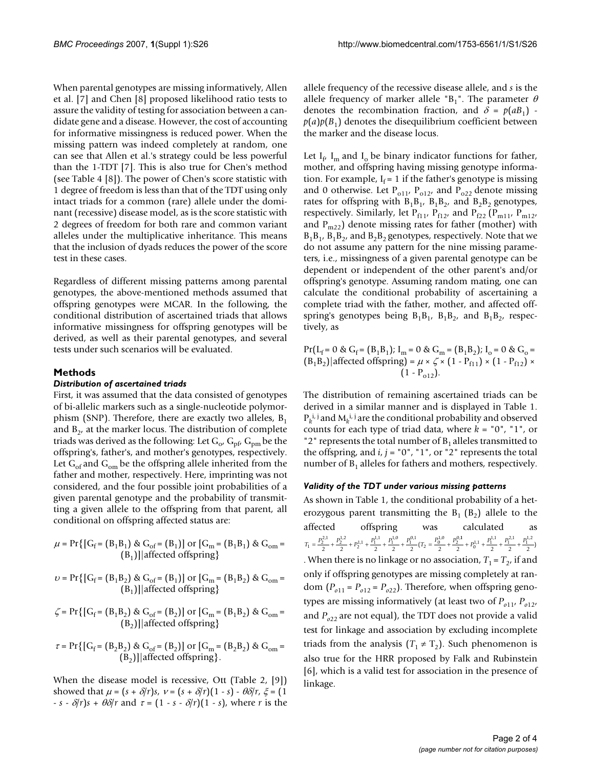When parental genotypes are missing informatively, Allen et al. [7] and Chen [8] proposed likelihood ratio tests to assure the validity of testing for association between a candidate gene and a disease. However, the cost of accounting for informative missingness is reduced power. When the missing pattern was indeed completely at random, one can see that Allen et al.'s strategy could be less powerful than the 1-TDT [7]. This is also true for Chen's method (see Table 4 [8]). The power of Chen's score statistic with 1 degree of freedom is less than that of the TDT using only intact triads for a common (rare) allele under the dominant (recessive) disease model, as is the score statistic with 2 degrees of freedom for both rare and common variant alleles under the multiplicative inheritance. This means that the inclusion of dyads reduces the power of the score test in these cases.

Regardless of different missing patterns among parental genotypes, the above-mentioned methods assumed that offspring genotypes were MCAR. In the following, the conditional distribution of ascertained triads that allows informative missingness for offspring genotypes will be derived, as well as their parental genotypes, and several tests under such scenarios will be evaluated.

## Methods

### *Distribution of ascertained triads*

First, it was assumed that the data consisted of genotypes of bi-allelic markers such as a single-nucleotide polymorphism (SNP). Therefore, there are exactly two alleles, $B_1$ and $B_2$, at the marker locus. The distribution of complete triads was derived as the following: Let $G_o$, $G_{pf}$, $G_{pm}$ be the offspring's, father's, and mother's genotypes, respectively. Let $G_{of}$ and $G_{om}$ be the offspring allele inherited from the father and mother, respectively. Here, imprinting was not considered, and the four possible joint probabilities of a given parental genotype and the probability of transmitting a given allele to the offspring from that parent, all conditional on offspring affected status are:

$$\mu = \Pr\{[G_f = (B_1B_1) \ \&\ G_{of} = (B_1)] \text{ or } [G_m = (B_1B_1) \ \&\ G_{om} = (B_1)] | \text{affected offspring}\}$$

$$\upsilon = \Pr\{[G_f = (B_1B_2) \ \&\ G_{of} = (B_1)] \text{ or } [G_m = (B_1B_2) \ \&\ G_{om} = (B_1)] | \text{affected offspring}\}$$

$$\zeta = \Pr\{[G_f = (B_1B_2) \ \&\ G_{of} = (B_2)] \text{ or } [G_m = (B_1B_2) \ \&\ G_{om} = (B_2)] | \text{affected offspring}\}$$

$$\tau = \Pr\{[G_f = (B_2B_2) \ \&\ G_{of} = (B_2)] \text{ or } [G_m = (B_2B_2) \ \&\ G_{om} = (B_2)] | \text{affected offspring}\}.$$

When the disease model is recessive, Ott (Table 2, [9]) showed that $\mu = (s + \delta/r)s$, $\nu = (s + \delta/r)(1 - s) - \theta\delta/r$, $\xi = (1 - s - \delta/r)s + \theta\delta/r$ and $\tau = (1 - s - \delta/r)(1 - s)$, where $r$ is the allele frequency of the recessive disease allele, and $s$ is the allele frequency of marker allele "$B_1$". The parameter $\theta$ denotes the recombination fraction, and $\delta = p(aB_1) - p(a)p(B_1)$ denotes the disequilibrium coefficient between the marker and the disease locus.

Let $I_f$, $I_m$ and $I_o$ be binary indicator functions for father, mother, and offspring having missing genotype information. For example, $I_f = 1$ if the father's genotype is missing and 0 otherwise. Let $P_{o11}$, $P_{o12}$, and $P_{o22}$ denote missing rates for offspring with $B_1B_1$, $B_1B_2$, and $B_2B_2$ genotypes, respectively. Similarly, let $P_{f11}$, $P_{f12}$, and $P_{f22}$ ($P_{m11}$, $P_{m12}$, and $P_{m22}$) denote missing rates for father (mother) with $B_1B_1$, $B_1B_2$, and $B_2B_2$ genotypes, respectively. Note that we do not assume any pattern for the nine missing parameters, i.e., missingness of a given parental genotype can be dependent or independent of the other parent's and/or offspring's genotype. Assuming random mating, one can calculate the conditional probability of ascertaining a complete triad with the father, mother, and affected offspring's genotypes being $B_1B_1$, $B_1B_2$, and $B_1B_2$, respectively, as

$$\Pr(L_f = 0 \ \&\ G_f = (B_1B_1);\ I_m = 0 \ \&\ G_m = (B_1B_2);\ I_o = 0 \ \&\ G_o = (B_1B_2) | \text{affected offspring}) = \mu \times \zeta \times (1 - P_{f11}) \times (1 - P_{f12}) \times (1 - P_{o12}).$$

The distribution of remaining ascertained triads can be derived in a similar manner and is displayed in Table 1. $P_k^{i,j}$ and $M_k^{i,j}$ are the conditional probability and observed counts for each type of triad data, where $k$ = "0", "1", or "2" represents the total number of $B_1$ alleles transmitted to the offspring, and $i, j$ = "0", "1", or "2" represents the total number of $B_1$ alleles for fathers and mothers, respectively.

### *Validity of the TDT under various missing patterns*

As shown in Table 1, the conditional probability of a heterozygous parent transmitting the $B_1$ ($B_2$) allele to the affected offspring was calculated as $T_1 = \frac{P_2^{2,1}}{2} + \frac{P_2^{1,2}}{2} + P_2^{1,1} + \frac{P_1^{1,0}}{2} + \frac{P_1^{0,1}}{2} \left(T_2 = \frac{P_0^{1,0}}{2} + \frac{P_0^{0,1}}{2} + P_0^{1,1} + \frac{P_1^{1,1}}{2} + \frac{P_1^{2,1}}{2} + \frac{P_1^{1,2}}{2}\right)$. When there is no linkage or no association, $T_1 = T_2$, if and only if offspring genotypes are missing completely at random ($P_{o11} = P_{o12} = P_{o22}$). Therefore, when offspring genotypes are missing informatively (at least two of $P_{o11}$, $P_{o12}$, and $P_{o22}$ are not equal), the TDT does not provide a valid test for linkage and association by excluding incomplete triads from the analysis ($T_1 \neq T_2$). Such phenomenon is also true for the HRR proposed by Falk and Rubinstein [6], which is a valid test for association in the presence of linkage.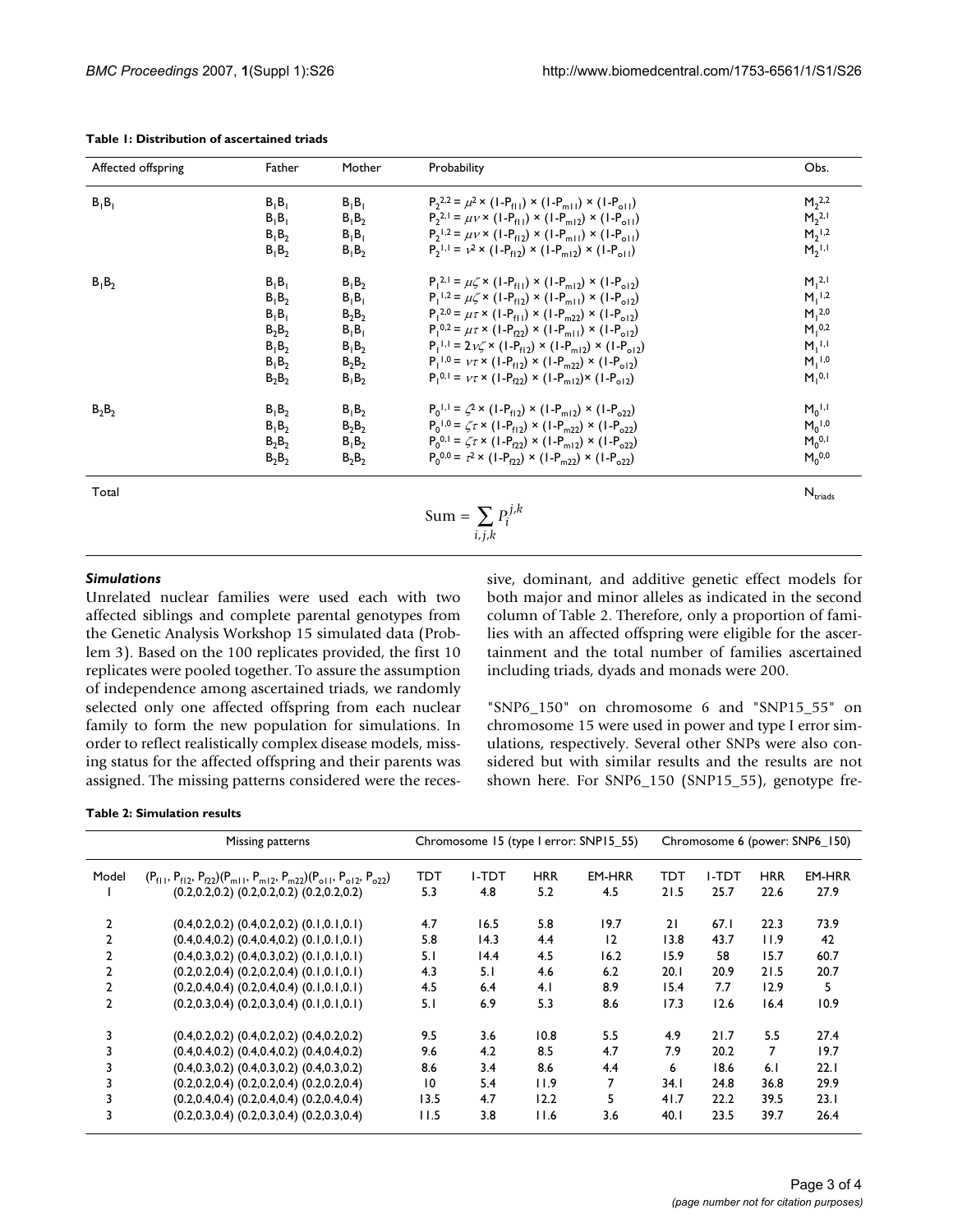**Table 1: Distribution of ascertained triads**

| Affected offspring | Father | Mother | Probability | Obs. |
|---|---|---|---|---|
| $B_1B_1$ | $B_1B_1$ | $B_1B_1$ | $P_2^{2,2} = \mu^2 \times (1-P_{f11}) \times (1-P_{m11}) \times (1-P_{o11})$ | $M_2^{2,2}$ |
| | $B_1B_1$ | $B_1B_2$ | $P_2^{2,1} = \mu\nu \times (1-P_{f11}) \times (1-P_{m12}) \times (1-P_{o11})$ | $M_2^{2,1}$ |
| | $B_1B_2$ | $B_1B_1$ | $P_2^{1,2} = \mu\nu \times (1-P_{f12}) \times (1-P_{m11}) \times (1-P_{o11})$ | $M_2^{1,2}$ |
| | $B_1B_2$ | $B_1B_2$ | $P_2^{1,1} = \nu^2 \times (1-P_{f12}) \times (1-P_{m12}) \times (1-P_{o11})$ | $M_2^{1,1}$ |
| $B_1B_2$ | $B_1B_1$ | $B_1B_2$ | $P_1^{2,1} = \mu\zeta \times (1-P_{f11}) \times (1-P_{m12}) \times (1-P_{o12})$ | $M_1^{2,1}$ |
| | $B_1B_2$ | $B_1B_1$ | $P_1^{1,2} = \mu\zeta \times (1-P_{f12}) \times (1-P_{m11}) \times (1-P_{o12})$ | $M_1^{1,2}$ |
| | $B_1B_1$ | $B_2B_2$ | $P_1^{2,0} = \mu\tau \times (1-P_{f11}) \times (1-P_{m22}) \times (1-P_{o12})$ | $M_1^{2,0}$ |
| | $B_2B_2$ | $B_1B_1$ | $P_1^{0,2} = \mu\tau \times (1-P_{f22}) \times (1-P_{m11}) \times (1-P_{o12})$ | $M_1^{0,2}$ |
| | $B_1B_2$ | $B_1B_2$ | $P_1^{1,1} = 2\nu\zeta \times (1-P_{f12}) \times (1-P_{m12}) \times (1-P_{o12})$ | $M_1^{1,1}$ |
| | $B_1B_2$ | $B_2B_2$ | $P_1^{1,0} = \nu\tau \times (1-P_{f12}) \times (1-P_{m22}) \times (1-P_{o12})$ | $M_1^{1,0}$ |
| | $B_2B_2$ | $B_1B_2$ | $P_1^{0,1} = \nu\tau \times (1-P_{f22}) \times (1-P_{m12}) \times (1-P_{o12})$ | $M_1^{0,1}$ |
| $B_2B_2$ | $B_1B_2$ | $B_1B_2$ | $P_0^{1,1} = \zeta^2 \times (1-P_{f12}) \times (1-P_{m12}) \times (1-P_{o22})$ | $M_0^{1,1}$ |
| | $B_1B_2$ | $B_2B_2$ | $P_0^{1,0} = \zeta\tau \times (1-P_{f12}) \times (1-P_{m22}) \times (1-P_{o22})$ | $M_0^{1,0}$ |
| | $B_2B_2$ | $B_1B_2$ | $P_0^{0,1} = \zeta\tau \times (1-P_{f22}) \times (1-P_{m12}) \times (1-P_{o22})$ | $M_0^{0,1}$ |
| | $B_2B_2$ | $B_2B_2$ | $P_0^{0,0} = \tau^2 \times (1-P_{f22}) \times (1-P_{m22}) \times (1-P_{o22})$ | $M_0^{0,0}$ |
| Total | | | $\text{Sum} = \sum_{i,j,k} P_i^{j,k}$ | $N_{triads}$ |

### *Simulations*

Unrelated nuclear families were used each with two affected siblings and complete parental genotypes from the Genetic Analysis Workshop 15 simulated data (Problem 3). Based on the 100 replicates provided, the first 10 replicates were pooled together. To assure the assumption of independence among ascertained triads, we randomly selected only one affected offspring from each nuclear family to form the new population for simulations. In order to reflect realistically complex disease models, missing status for the affected offspring and their parents was assigned. The missing patterns considered were the recessive, dominant, and additive genetic effect models for both major and minor alleles as indicated in the second column of Table 2. Therefore, only a proportion of families with an affected offspring were eligible for the ascertainment and the total number of families ascertained including triads, dyads and monads were 200.

"SNP6_150" on chromosome 6 and "SNP15_55" on chromosome 15 were used in power and type I error simulations, respectively. Several other SNPs were also considered but with similar results and the results are not shown here. For SNP6_150 (SNP15_55), genotype fre-

**Table 2: Simulation results**

| | Missing patterns | Chromosome 15 (type I error: SNP15_55) | | | | Chromosome 6 (power: SNP6_150) | | | |
|---|---|---|---|---|---|---|---|---|---|
| Model | $(P_{f11}, P_{f12}, P_{f22})(P_{m11}, P_{m12}, P_{m22})(P_{o11}, P_{o12}, P_{o22})$ | TDT | I-TDT | HRR | EM-HRR | TDT | I-TDT | HRR | EM-HRR |
| 1 | (0.2,0.2,0.2) (0.2,0.2,0.2) (0.2,0.2,0.2) | 5.3 | 4.8 | 5.2 | 4.5 | 21.5 | 25.7 | 22.6 | 27.9 |
| 2 | (0.4,0.2,0.2) (0.4,0.2,0.2) (0.1,0.1,0.1) | 4.7 | 16.5 | 5.8 | 19.7 | 21 | 67.1 | 22.3 | 73.9 |
| 2 | (0.4,0.4,0.2) (0.4,0.4,0.2) (0.1,0.1,0.1) | 5.8 | 14.3 | 4.4 | 12 | 13.8 | 43.7 | 11.9 | 42 |
| 2 | (0.4,0.3,0.2) (0.4,0.3,0.2) (0.1,0.1,0.1) | 5.1 | 14.4 | 4.5 | 16.2 | 15.9 | 58 | 15.7 | 60.7 |
| 2 | (0.2,0.2,0.4) (0.2,0.2,0.4) (0.1,0.1,0.1) | 4.3 | 5.1 | 4.6 | 6.2 | 20.1 | 20.9 | 21.5 | 20.7 |
| 2 | (0.2,0.4,0.4) (0.2,0.4,0.4) (0.1,0.1,0.1) | 4.5 | 6.4 | 4.1 | 8.9 | 15.4 | 7.7 | 12.9 | 5 |
| 2 | (0.2,0.3,0.4) (0.2,0.3,0.4) (0.1,0.1,0.1) | 5.1 | 6.9 | 5.3 | 8.6 | 17.3 | 12.6 | 16.4 | 10.9 |
| 3 | (0.4,0.2,0.2) (0.4,0.2,0.2) (0.4,0.2,0.2) | 9.5 | 3.6 | 10.8 | 5.5 | 4.9 | 21.7 | 5.5 | 27.4 |
| 3 | (0.4,0.4,0.2) (0.4,0.4,0.2) (0.4,0.4,0.2) | 9.6 | 4.2 | 8.5 | 4.7 | 7.9 | 20.2 | 7 | 19.7 |
| 3 | (0.4,0.3,0.2) (0.4,0.3,0.2) (0.4,0.3,0.2) | 8.6 | 3.4 | 8.6 | 4.4 | 6 | 18.6 | 6.1 | 22.1 |
| 3 | (0.2,0.2,0.4) (0.2,0.2,0.4) (0.2,0.2,0.4) | 10 | 5.4 | 11.9 | 7 | 34.1 | 24.8 | 36.8 | 29.9 |
| 3 | (0.2,0.4,0.4) (0.2,0.4,0.4) (0.2,0.4,0.4) | 13.5 | 4.7 | 12.2 | 5 | 41.7 | 22.2 | 39.5 | 23.1 |
| 3 | (0.2,0.3,0.4) (0.2,0.3,0.4) (0.2,0.3,0.4) | 11.5 | 3.8 | 11.6 | 3.6 | 40.1 | 23.5 | 39.7 | 26.4 |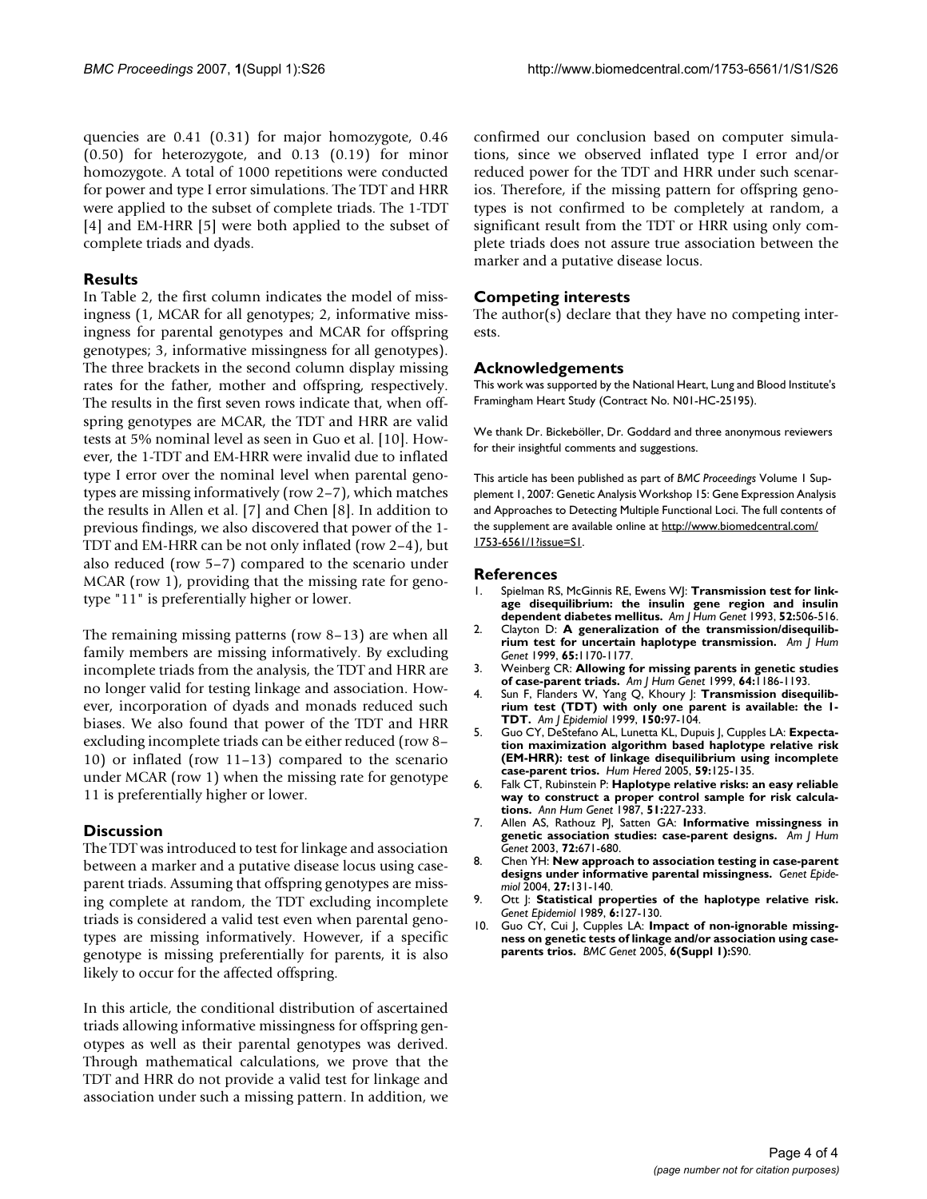quencies are 0.41 (0.31) for major homozygote, 0.46 (0.50) for heterozygote, and 0.13 (0.19) for minor homozygote. A total of 1000 repetitions were conducted for power and type I error simulations. The TDT and HRR were applied to the subset of complete triads. The 1-TDT [4] and EM-HRR [5] were both applied to the subset of complete triads and dyads.

## Results

In Table 2, the first column indicates the model of missingness (1, MCAR for all genotypes; 2, informative missingness for parental genotypes and MCAR for offspring genotypes; 3, informative missingness for all genotypes). The three brackets in the second column display missing rates for the father, mother and offspring, respectively. The results in the first seven rows indicate that, when offspring genotypes are MCAR, the TDT and HRR are valid tests at 5% nominal level as seen in Guo et al. [10]. However, the 1-TDT and EM-HRR were invalid due to inflated type I error over the nominal level when parental genotypes are missing informatively (row 2–7), which matches the results in Allen et al. [7] and Chen [8]. In addition to previous findings, we also discovered that power of the 1-TDT and EM-HRR can be not only inflated (row 2–4), but also reduced (row 5–7) compared to the scenario under MCAR (row 1), providing that the missing rate for genotype "11" is preferentially higher or lower.

The remaining missing patterns (row 8–13) are when all family members are missing informatively. By excluding incomplete triads from the analysis, the TDT and HRR are no longer valid for testing linkage and association. However, incorporation of dyads and monads reduced such biases. We also found that power of the TDT and HRR excluding incomplete triads can be either reduced (row 8–10) or inflated (row 11–13) compared to the scenario under MCAR (row 1) when the missing rate for genotype 11 is preferentially higher or lower.

## Discussion

The TDT was introduced to test for linkage and association between a marker and a putative disease locus using case-parent triads. Assuming that offspring genotypes are missing complete at random, the TDT excluding incomplete triads is considered a valid test even when parental genotypes are missing informatively. However, if a specific genotype is missing preferentially for parents, it is also likely to occur for the affected offspring.

In this article, the conditional distribution of ascertained triads allowing informative missingness for offspring genotypes as well as their parental genotypes was derived. Through mathematical calculations, we prove that the TDT and HRR do not provide a valid test for linkage and association under such a missing pattern. In addition, we confirmed our conclusion based on computer simulations, since we observed inflated type I error and/or reduced power for the TDT and HRR under such scenarios. Therefore, if the missing pattern for offspring genotypes is not confirmed to be completely at random, a significant result from the TDT or HRR using only complete triads does not assure true association between the marker and a putative disease locus.

## Competing interests

The author(s) declare that they have no competing interests.

## Acknowledgements

This work was supported by the National Heart, Lung and Blood Institute's Framingham Heart Study (Contract No. N01-HC-25195).

We thank Dr. Bickeböller, Dr. Goddard and three anonymous reviewers for their insightful comments and suggestions.

This article has been published as part of *BMC Proceedings* Volume 1 Supplement 1, 2007: Genetic Analysis Workshop 15: Gene Expression Analysis and Approaches to Detecting Multiple Functional Loci. The full contents of the supplement are available online at http://www.biomedcentral.com/1753-6561/1?issue=S1.

## References

1. Spielman RS, McGinnis RE, Ewens WJ: **Transmission test for linkage disequilibrium: the insulin gene region and insulin dependent diabetes mellitus.** *Am J Hum Genet* 1993, **52:**506-516.
2. Clayton D: **A generalization of the transmission/disequilibrium test for uncertain haplotype transmission.** *Am J Hum Genet* 1999, **65:**1170-1177.
3. Weinberg CR: **Allowing for missing parents in genetic studies of case-parent triads.** *Am J Hum Genet* 1999, **64:**1186-1193.
4. Sun F, Flanders W, Yang Q, Khoury J: **Transmission disequilibrium test (TDT) with only one parent is available: the 1-TDT.** *Am J Epidemiol* 1999, **150:**97-104.
5. Guo CY, DeStefano AL, Lunetta KL, Dupuis J, Cupples LA: **Expectation maximization algorithm based haplotype relative risk (EM-HRR): test of linkage disequilibrium using incomplete case-parent trios.** *Hum Hered* 2005, **59:**125-135.
6. Falk CT, Rubinstein P: **Haplotype relative risks: an easy reliable way to construct a proper control sample for risk calculations.** *Ann Hum Genet* 1987, **51:**227-233.
7. Allen AS, Rathouz PJ, Satten GA: **Informative missingness in genetic association studies: case-parent designs.** *Am J Hum Genet* 2003, **72:**671-680.
8. Chen YH: **New approach to association testing in case-parent designs under informative parental missingness.** *Genet Epidemiol* 2004, **27:**131-140.
9. Ott J: **Statistical properties of the haplotype relative risk.** *Genet Epidemiol* 1989, **6:**127-130.
10. Guo CY, Cui J, Cupples LA: **Impact of non-ignorable missingness on genetic tests of linkage and/or association using case-parents trios.** *BMC Genet* 2005, **6(Suppl 1):**S90.